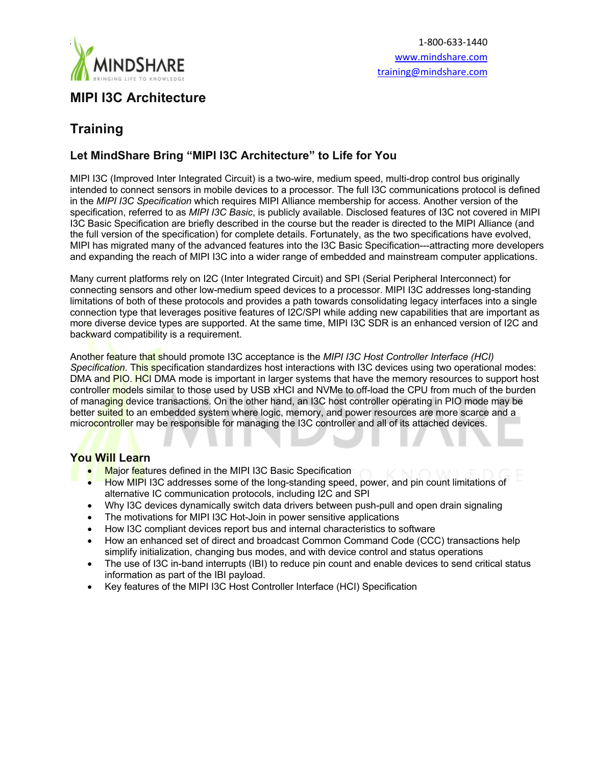1-800-633-1440
www.mindshare.com
training@mindshare.com

# MIPI I3C Architecture

# Training

## Let MindShare Bring "MIPI I3C Architecture" to Life for You

MIPI I3C (Improved Inter Integrated Circuit) is a two-wire, medium speed, multi-drop control bus originally intended to connect sensors in mobile devices to a processor. The full I3C communications protocol is defined in the *MIPI I3C Specification* which requires MIPI Alliance membership for access. Another version of the specification, referred to as *MIPI I3C Basic*, is publicly available. Disclosed features of I3C not covered in MIPI I3C Basic Specification are briefly described in the course but the reader is directed to the MIPI Alliance (and the full version of the specification) for complete details. Fortunately, as the two specifications have evolved, MIPI has migrated many of the advanced features into the I3C Basic Specification---attracting more developers and expanding the reach of MIPI I3C into a wider range of embedded and mainstream computer applications.

Many current platforms rely on I2C (Inter Integrated Circuit) and SPI (Serial Peripheral Interconnect) for connecting sensors and other low-medium speed devices to a processor. MIPI I3C addresses long-standing limitations of both of these protocols and provides a path towards consolidating legacy interfaces into a single connection type that leverages positive features of I2C/SPI while adding new capabilities that are important as more diverse device types are supported. At the same time, MIPI I3C SDR is an enhanced version of I2C and backward compatibility is a requirement.

Another feature that should promote I3C acceptance is the *MIPI I3C Host Controller Interface (HCI) Specification*. This specification standardizes host interactions with I3C devices using two operational modes: DMA and PIO. HCI DMA mode is important in larger systems that have the memory resources to support host controller models similar to those used by USB xHCI and NVMe to off-load the CPU from much of the burden of managing device transactions. On the other hand, an I3C host controller operating in PIO mode may be better suited to an embedded system where logic, memory, and power resources are more scarce and a microcontroller may be responsible for managing the I3C controller and all of its attached devices.

### You Will Learn

- Major features defined in the MIPI I3C Basic Specification
- How MIPI I3C addresses some of the long-standing speed, power, and pin count limitations of alternative IC communication protocols, including I2C and SPI
- Why I3C devices dynamically switch data drivers between push-pull and open drain signaling
- The motivations for MIPI I3C Hot-Join in power sensitive applications
- How I3C compliant devices report bus and internal characteristics to software
- How an enhanced set of direct and broadcast Common Command Code (CCC) transactions help simplify initialization, changing bus modes, and with device control and status operations
- The use of I3C in-band interrupts (IBI) to reduce pin count and enable devices to send critical status information as part of the IBI payload.
- Key features of the MIPI I3C Host Controller Interface (HCI) Specification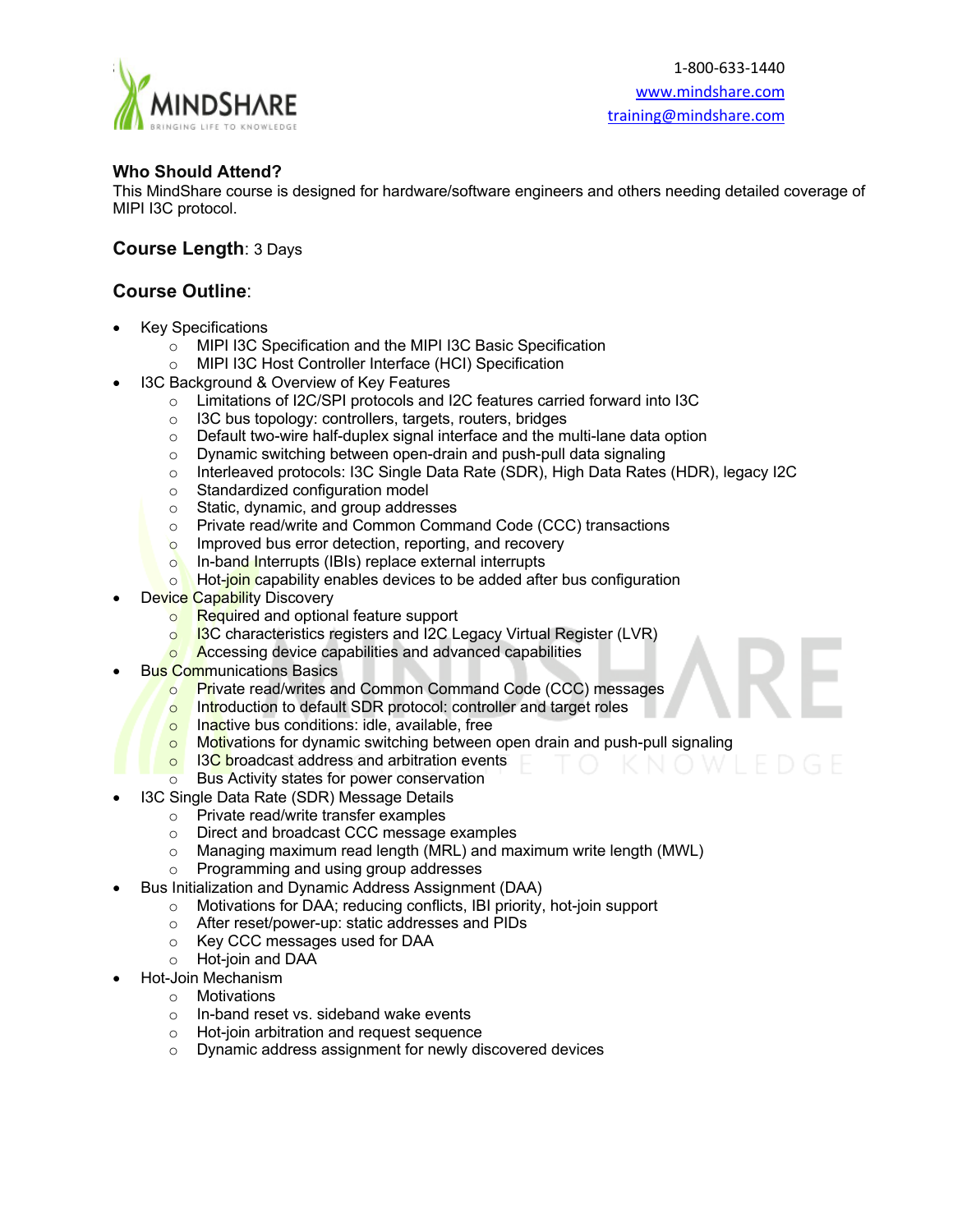### Who Should Attend?

This MindShare course is designed for hardware/software engineers and others needing detailed coverage of MIPI I3C protocol.

### Course Length: 3 Days

### Course Outline:

- Key Specifications
  - MIPI I3C Specification and the MIPI I3C Basic Specification
  - MIPI I3C Host Controller Interface (HCI) Specification
- I3C Background & Overview of Key Features
  - Limitations of I2C/SPI protocols and I2C features carried forward into I3C
  - I3C bus topology: controllers, targets, routers, bridges
  - Default two-wire half-duplex signal interface and the multi-lane data option
  - Dynamic switching between open-drain and push-pull data signaling
  - Interleaved protocols: I3C Single Data Rate (SDR), High Data Rates (HDR), legacy I2C
  - Standardized configuration model
  - Static, dynamic, and group addresses
  - Private read/write and Common Command Code (CCC) transactions
  - Improved bus error detection, reporting, and recovery
  - In-band Interrupts (IBIs) replace external interrupts
  - Hot-join capability enables devices to be added after bus configuration
- Device Capability Discovery
  - Required and optional feature support
  - I3C characteristics registers and I2C Legacy Virtual Register (LVR)
  - Accessing device capabilities and advanced capabilities
- Bus Communications Basics
  - Private read/writes and Common Command Code (CCC) messages
  - Introduction to default SDR protocol: controller and target roles
  - Inactive bus conditions: idle, available, free
  - Motivations for dynamic switching between open drain and push-pull signaling
  - I3C broadcast address and arbitration events
  - Bus Activity states for power conservation
- I3C Single Data Rate (SDR) Message Details
  - Private read/write transfer examples
  - Direct and broadcast CCC message examples
  - Managing maximum read length (MRL) and maximum write length (MWL)
  - Programming and using group addresses
- Bus Initialization and Dynamic Address Assignment (DAA)
  - Motivations for DAA; reducing conflicts, IBI priority, hot-join support
  - After reset/power-up: static addresses and PIDs
  - Key CCC messages used for DAA
  - Hot-join and DAA
- Hot-Join Mechanism
  - Motivations
  - In-band reset vs. sideband wake events
  - Hot-join arbitration and request sequence
  - Dynamic address assignment for newly discovered devices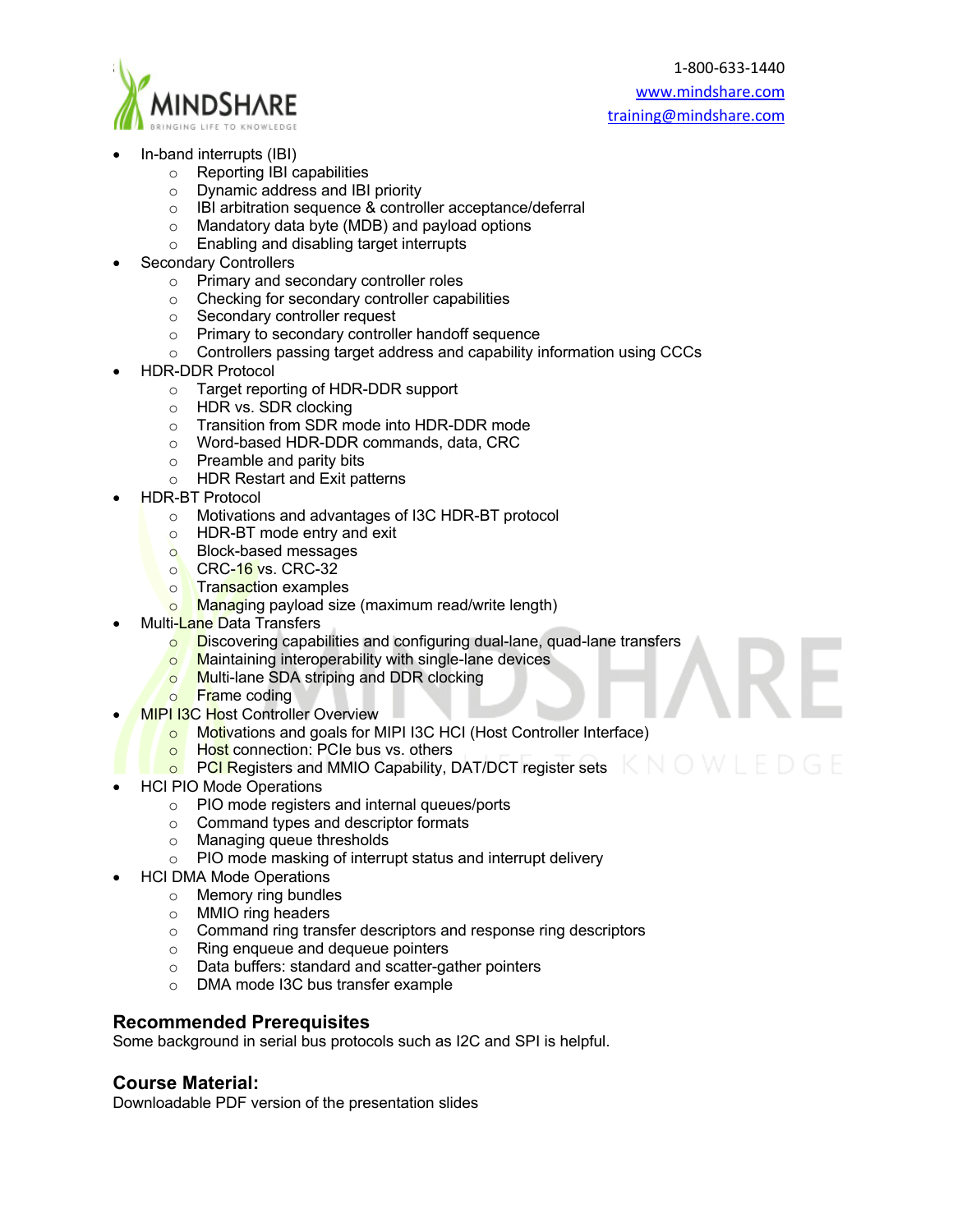- In-band interrupts (IBI)
    - Reporting IBI capabilities
    - Dynamic address and IBI priority
    - IBI arbitration sequence & controller acceptance/deferral
    - Mandatory data byte (MDB) and payload options
    - Enabling and disabling target interrupts
- Secondary Controllers
    - Primary and secondary controller roles
    - Checking for secondary controller capabilities
    - Secondary controller request
    - Primary to secondary controller handoff sequence
    - Controllers passing target address and capability information using CCCs
- HDR-DDR Protocol
    - Target reporting of HDR-DDR support
    - HDR vs. SDR clocking
    - Transition from SDR mode into HDR-DDR mode
    - Word-based HDR-DDR commands, data, CRC
    - Preamble and parity bits
    - HDR Restart and Exit patterns
- HDR-BT Protocol
    - Motivations and advantages of I3C HDR-BT protocol
    - HDR-BT mode entry and exit
    - Block-based messages
    - CRC-16 vs. CRC-32
    - Transaction examples
    - Managing payload size (maximum read/write length)
- Multi-Lane Data Transfers
    - Discovering capabilities and configuring dual-lane, quad-lane transfers
    - Maintaining interoperability with single-lane devices
    - Multi-lane SDA striping and DDR clocking
    - Frame coding
- MIPI I3C Host Controller Overview
    - Motivations and goals for MIPI I3C HCI (Host Controller Interface)
    - Host connection: PCIe bus vs. others
    - PCI Registers and MMIO Capability, DAT/DCT register sets
- HCI PIO Mode Operations
    - PIO mode registers and internal queues/ports
    - Command types and descriptor formats
    - Managing queue thresholds
    - PIO mode masking of interrupt status and interrupt delivery
- HCI DMA Mode Operations
    - Memory ring bundles
    - MMIO ring headers
    - Command ring transfer descriptors and response ring descriptors
    - Ring enqueue and dequeue pointers
    - Data buffers: standard and scatter-gather pointers
    - DMA mode I3C bus transfer example

## Recommended Prerequisites

Some background in serial bus protocols such as I2C and SPI is helpful.

## Course Material:

Downloadable PDF version of the presentation slides